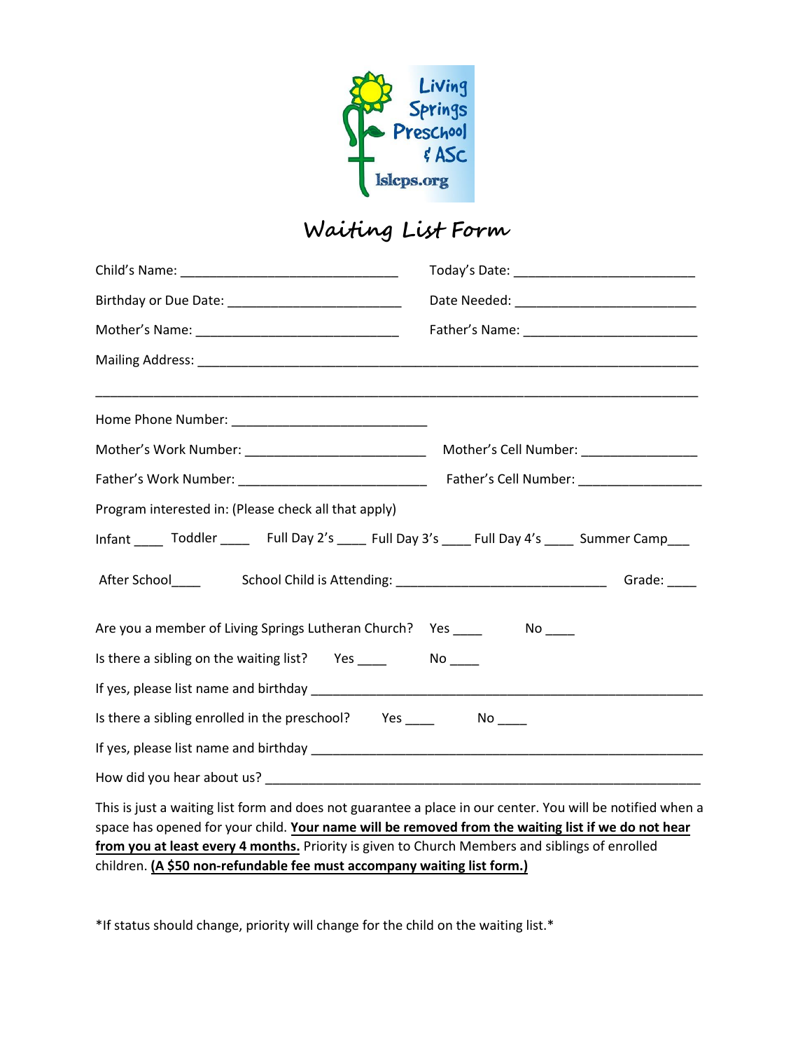Living Springs Preschool & ASC
lslcps.org

# Waiting List Form

Child's Name: ______________________________ Today's Date: ________________________

Birthday or Due Date: _______________________ Date Needed: ________________________

Mother's Name: ____________________________ Father's Name: _______________________

Mailing Address: ____________________________________________________________________

___________________________________________________________________________________

Home Phone Number: __________________________

Mother's Work Number: ________________________ Mother's Cell Number: _______________

Father's Work Number: _________________________ Father's Cell Number: ________________

Program interested in: (Please check all that apply)

Infant ____ Toddler ____ Full Day 2's ____ Full Day 3's ____ Full Day 4's ____ Summer Camp___

After School____ School Child is Attending: ____________________________ Grade: ____

Are you a member of Living Springs Lutheran Church? Yes ____ No ____

Is there a sibling on the waiting list? Yes ____ No ____

If yes, please list name and birthday ______________________________________________________

Is there a sibling enrolled in the preschool? Yes ____ No ____

If yes, please list name and birthday ______________________________________________________

How did you hear about us? ___________________________________________________________

This is just a waiting list form and does not guarantee a place in our center. You will be notified when a space has opened for your child. **Your name will be removed from the waiting list if we do not hear from you at least every 4 months.** Priority is given to Church Members and siblings of enrolled children. **(A $50 non-refundable fee must accompany waiting list form.)**

*If status should change, priority will change for the child on the waiting list.*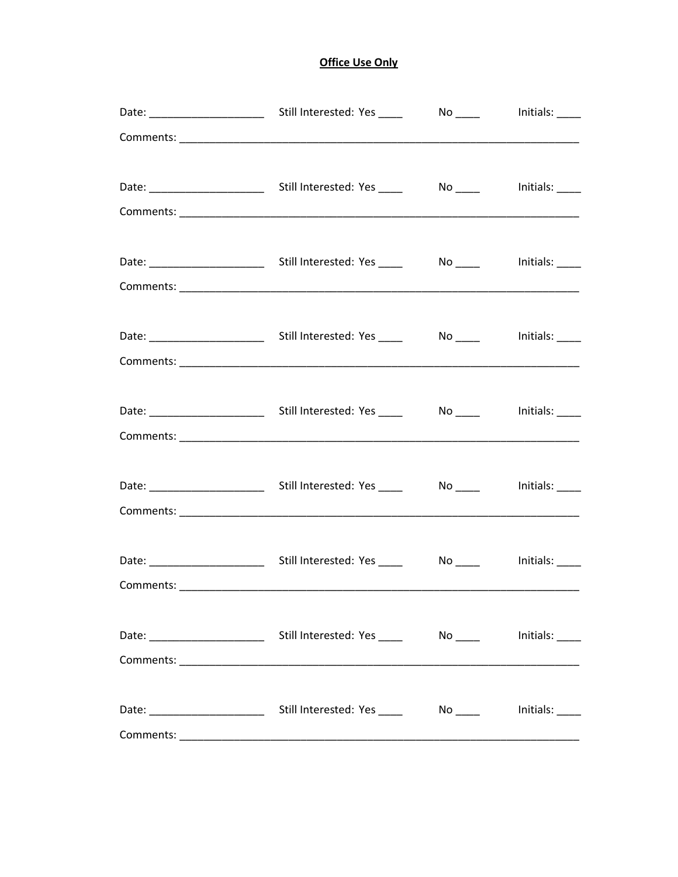**Office Use Only**

Date: ___________________ Still Interested: Yes ____ No ____ Initials: ____

Comments: ___________________________________________________________________

Date: ___________________ Still Interested: Yes ____ No ____ Initials: ____

Comments: ___________________________________________________________________

Date: ___________________ Still Interested: Yes ____ No ____ Initials: ____

Comments: ___________________________________________________________________

Date: ___________________ Still Interested: Yes ____ No ____ Initials: ____

Comments: ___________________________________________________________________

Date: ___________________ Still Interested: Yes ____ No ____ Initials: ____

Comments: ___________________________________________________________________

Date: ___________________ Still Interested: Yes ____ No ____ Initials: ____

Comments: ___________________________________________________________________

Date: ___________________ Still Interested: Yes ____ No ____ Initials: ____

Comments: ___________________________________________________________________

Date: ___________________ Still Interested: Yes ____ No ____ Initials: ____

Comments: ___________________________________________________________________

Date: ___________________ Still Interested: Yes ____ No ____ Initials: ____

Comments: ___________________________________________________________________